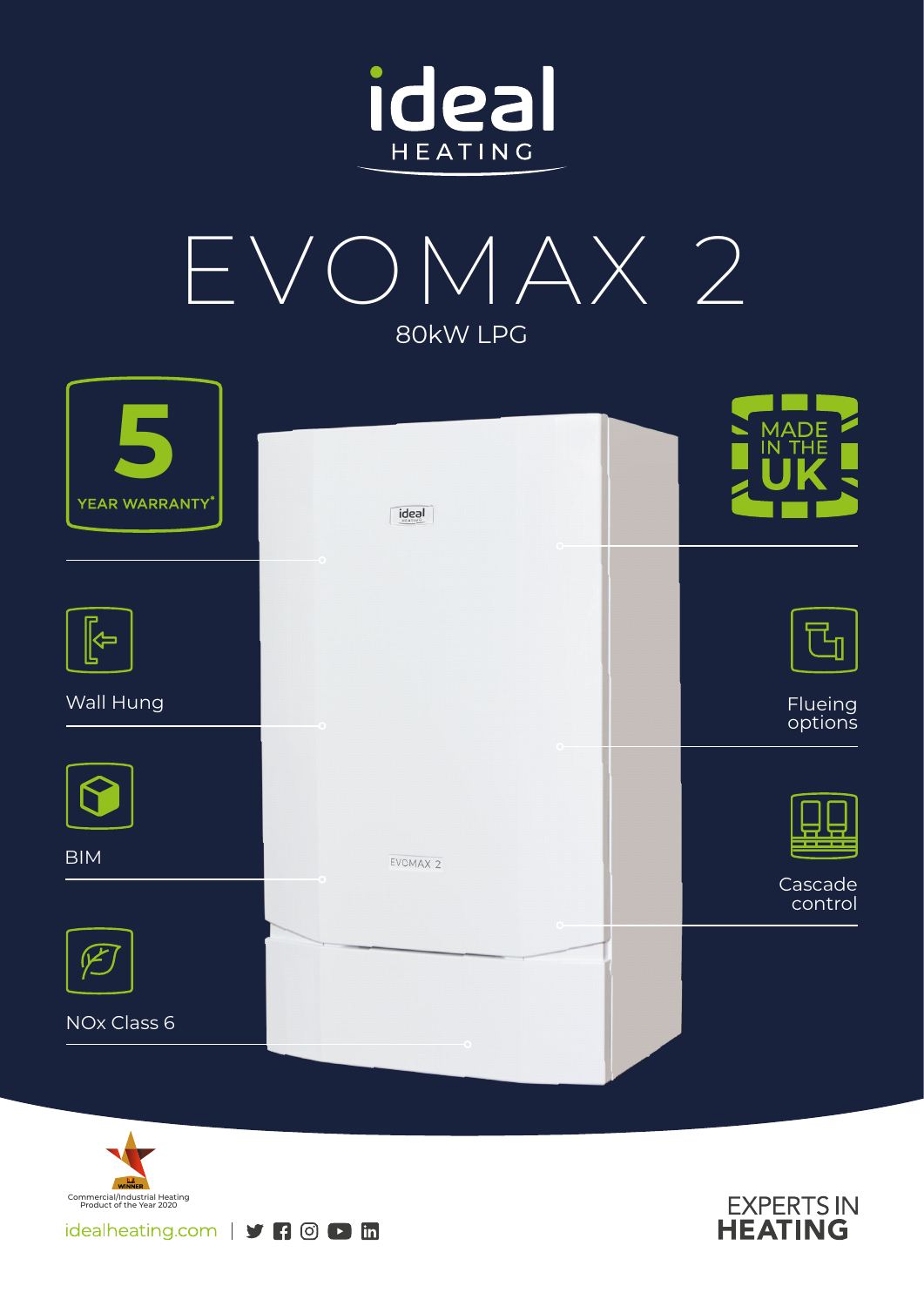ideal HEATING

# EVOMAX 2

## 80kW LPG

5 YEAR WARRANTY*

MADE IN THE UK

Wall Hung

Flueing options

BIM

Cascade control

NOx Class 6

WINNER Commercial/Industrial Heating Product of the Year 2020

idealheating.com

EXPERTS IN **HEATING**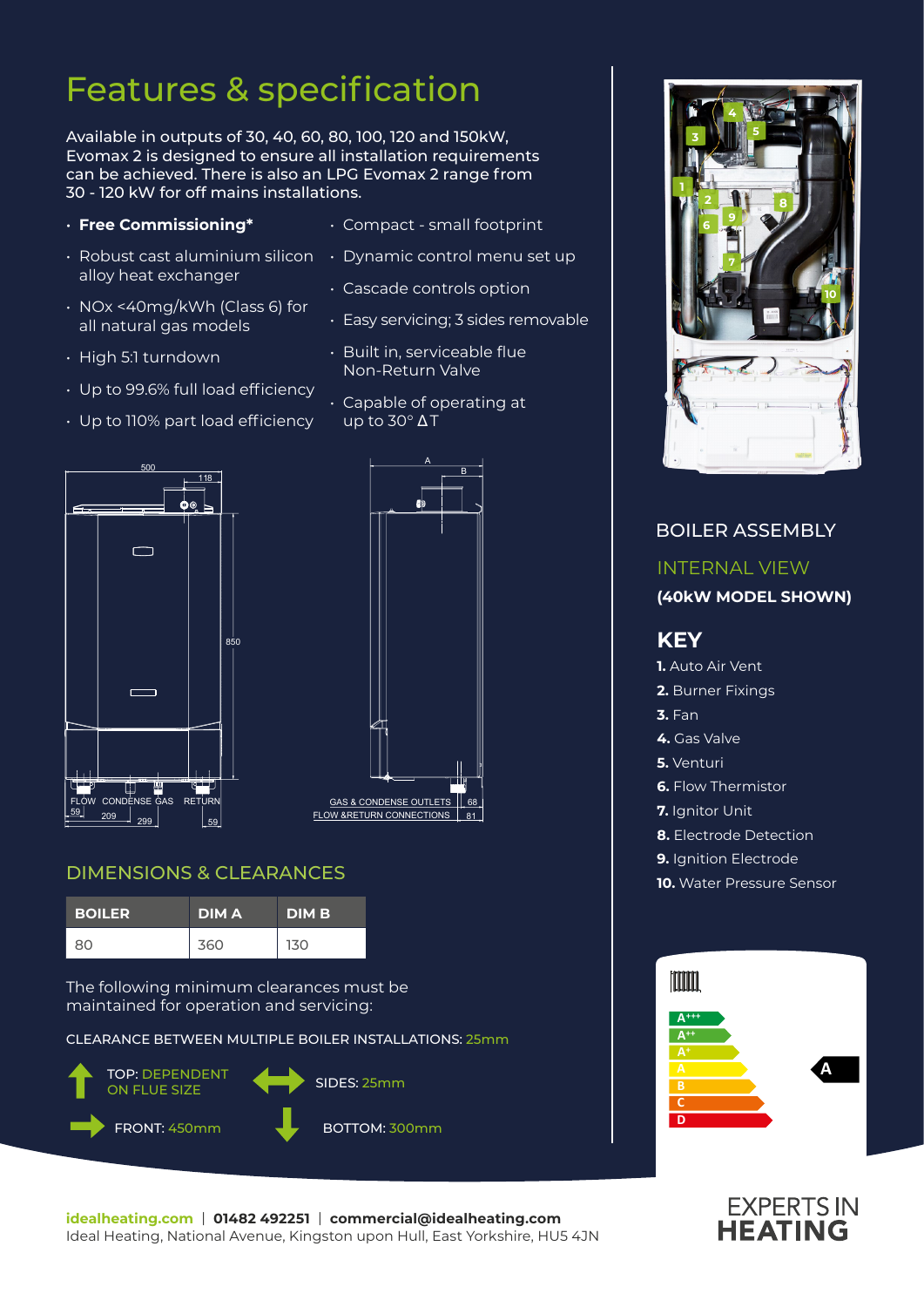# Features & specification

Available in outputs of 30, 40, 60, 80, 100, 120 and 150kW, Evomax 2 is designed to ensure all installation requirements can be achieved. There is also an LPG Evomax 2 range from 30 - 120 kW for off mains installations.

- **Free Commissioning***
- Robust cast aluminium silicon alloy heat exchanger
- NOx <40mg/kWh (Class 6) for all natural gas models
- High 5:1 turndown
- Up to 99.6% full load efficiency
- Up to 110% part load efficiency
- Compact - small footprint
- Dynamic control menu set up
- Cascade controls option
- Easy servicing; 3 sides removable
- Built in, serviceable flue Non-Return Valve
- Capable of operating at up to 30° ΔT

500
118
850
FLOW CONDENSE GAS RETURN
59
209
299
59

A
B
GAS & CONDENSE OUTLETS
FLOW &RETURN CONNECTIONS
68
81

## DIMENSIONS & CLEARANCES

| BOILER | DIM A | DIM B |
|---|---|---|
| 80 | 360 | 130 |

The following minimum clearances must be maintained for operation and servicing:

CLEARANCE BETWEEN MULTIPLE BOILER INSTALLATIONS: 25mm

TOP: DEPENDENT ON FLUE SIZE

SIDES: 25mm

FRONT: 450mm

BOTTOM: 300mm

## BOILER ASSEMBLY

INTERNAL VIEW

**(40kW MODEL SHOWN)**

## KEY

**1.** Auto Air Vent
**2.** Burner Fixings
**3.** Fan
**4.** Gas Valve
**5.** Venturi
**6.** Flow Thermistor
**7.** Ignitor Unit
**8.** Electrode Detection
**9.** Ignition Electrode
**10.** Water Pressure Sensor

A+++
A++
A+
A
B
C
D
A

**idealheating.com** | **01482 492251** | **commercial@idealheating.com**
Ideal Heating, National Avenue, Kingston upon Hull, East Yorkshire, HU5 4JN

EXPERTS IN HEATING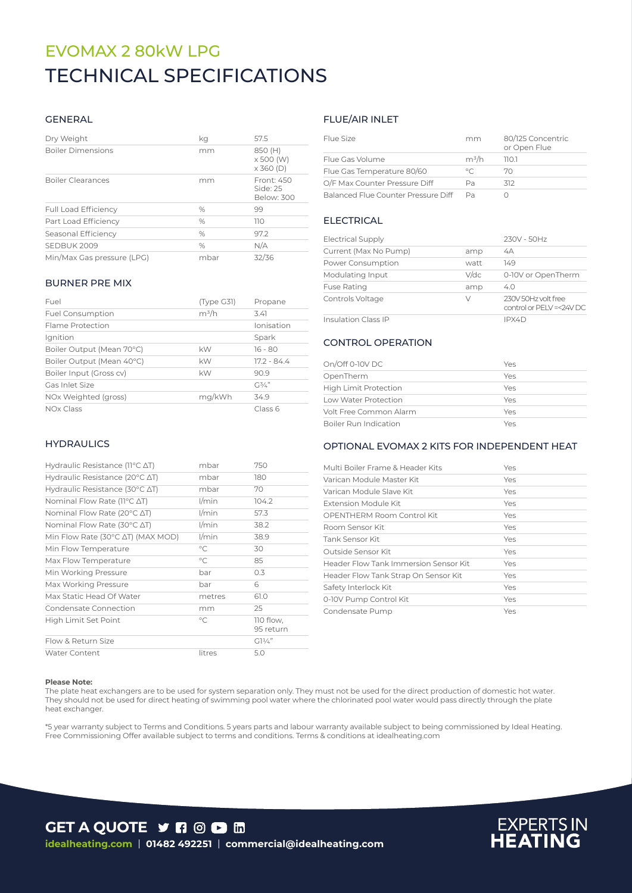# EVOMAX 2 80kW LPG

# TECHNICAL SPECIFICATIONS

## GENERAL

| | | |
|---|---|---|
| Dry Weight | kg | 57.5 |
| Boiler Dimensions | mm | 850 (H) x 500 (W) x 360 (D) |
| Boiler Clearances | mm | Front: 450 Side: 25 Below: 300 |
| Full Load Efficiency | % | 99 |
| Part Load Efficiency | % | 110 |
| Seasonal Efficiency | % | 97.2 |
| SEDBUK 2009 | % | N/A |
| Min/Max Gas pressure (LPG) | mbar | 32/36 |

## BURNER PRE MIX

| | | |
|---|---|---|
| Fuel | (Type G31) | Propane |
| Fuel Consumption | $m^3/h$ | 3.41 |
| Flame Protection | | Ionisation |
| Ignition | | Spark |
| Boiler Output (Mean 70°C) | kW | 16 - 80 |
| Boiler Output (Mean 40°C) | kW | 17.2 - 84.4 |
| Boiler Input (Gross cv) | kW | 90.9 |
| Gas Inlet Size | | G¾" |
| NOx Weighted (gross) | mg/kWh | 34.9 |
| NOx Class | | Class 6 |

## HYDRAULICS

| | | |
|---|---|---|
| Hydraulic Resistance (11°C ΔT) | mbar | 750 |
| Hydraulic Resistance (20°C ΔT) | mbar | 180 |
| Hydraulic Resistance (30°C ΔT) | mbar | 70 |
| Nominal Flow Rate (11°C ΔT) | l/min | 104.2 |
| Nominal Flow Rate (20°C ΔT) | l/min | 57.3 |
| Nominal Flow Rate (30°C ΔT) | l/min | 38.2 |
| Min Flow Rate (30°C ΔT) (MAX MOD) | l/min | 38.9 |
| Min Flow Temperature | °C | 30 |
| Max Flow Temperature | °C | 85 |
| Min Working Pressure | bar | 0.3 |
| Max Working Pressure | bar | 6 |
| Max Static Head Of Water | metres | 61.0 |
| Condensate Connection | mm | 25 |
| High Limit Set Point | °C | 110 flow, 95 return |
| Flow & Return Size | | G1¼" |
| Water Content | litres | 5.0 |

## FLUE/AIR INLET

| | | |
|---|---|---|
| Flue Size | mm | 80/125 Concentric or Open Flue |
| Flue Gas Volume | $m^3/h$ | 110.1 |
| Flue Gas Temperature 80/60 | °C | 70 |
| O/F Max Counter Pressure Diff | Pa | 312 |
| Balanced Flue Counter Pressure Diff | Pa | 0 |

## ELECTRICAL

| | | |
|---|---|---|
| Electrical Supply | | 230V - 50Hz |
| Current (Max No Pump) | amp | 4A |
| Power Consumption | watt | 149 |
| Modulating Input | V/dc | 0-10V or OpenTherm |
| Fuse Rating | amp | 4.0 |
| Controls Voltage | V | 230V 50Hz volt free control or PELV =<24V DC |
| Insulation Class IP | | IPX4D |

## CONTROL OPERATION

| | |
|---|---|
| On/Off 0-10V DC | Yes |
| OpenTherm | Yes |
| High Limit Protection | Yes |
| Low Water Protection | Yes |
| Volt Free Common Alarm | Yes |
| Boiler Run Indication | Yes |

## OPTIONAL EVOMAX 2 KITS FOR INDEPENDENT HEAT

| | |
|---|---|
| Multi Boiler Frame & Header Kits | Yes |
| Varican Module Master Kit | Yes |
| Varican Module Slave Kit | Yes |
| Extension Module Kit | Yes |
| OPENTHERM Room Control Kit | Yes |
| Room Sensor Kit | Yes |
| Tank Sensor Kit | Yes |
| Outside Sensor Kit | Yes |
| Header Flow Tank Immersion Sensor Kit | Yes |
| Header Flow Tank Strap On Sensor Kit | Yes |
| Safety Interlock Kit | Yes |
| 0-10V Pump Control Kit | Yes |
| Condensate Pump | Yes |

**Please Note:**
The plate heat exchangers are to be used for system separation only. They must not be used for the direct production of domestic hot water. They should not be used for direct heating of swimming pool water where the chlorinated pool water would pass directly through the plate heat exchanger.

*5 year warranty subject to Terms and Conditions. 5 years parts and labour warranty available subject to being commissioned by Ideal Heating. Free Commissioning Offer available subject to terms and conditions. Terms & conditions at idealheating.com

**GET A QUOTE**

idealheating.com | 01482 492251 | commercial@idealheating.com

EXPERTS IN **HEATING**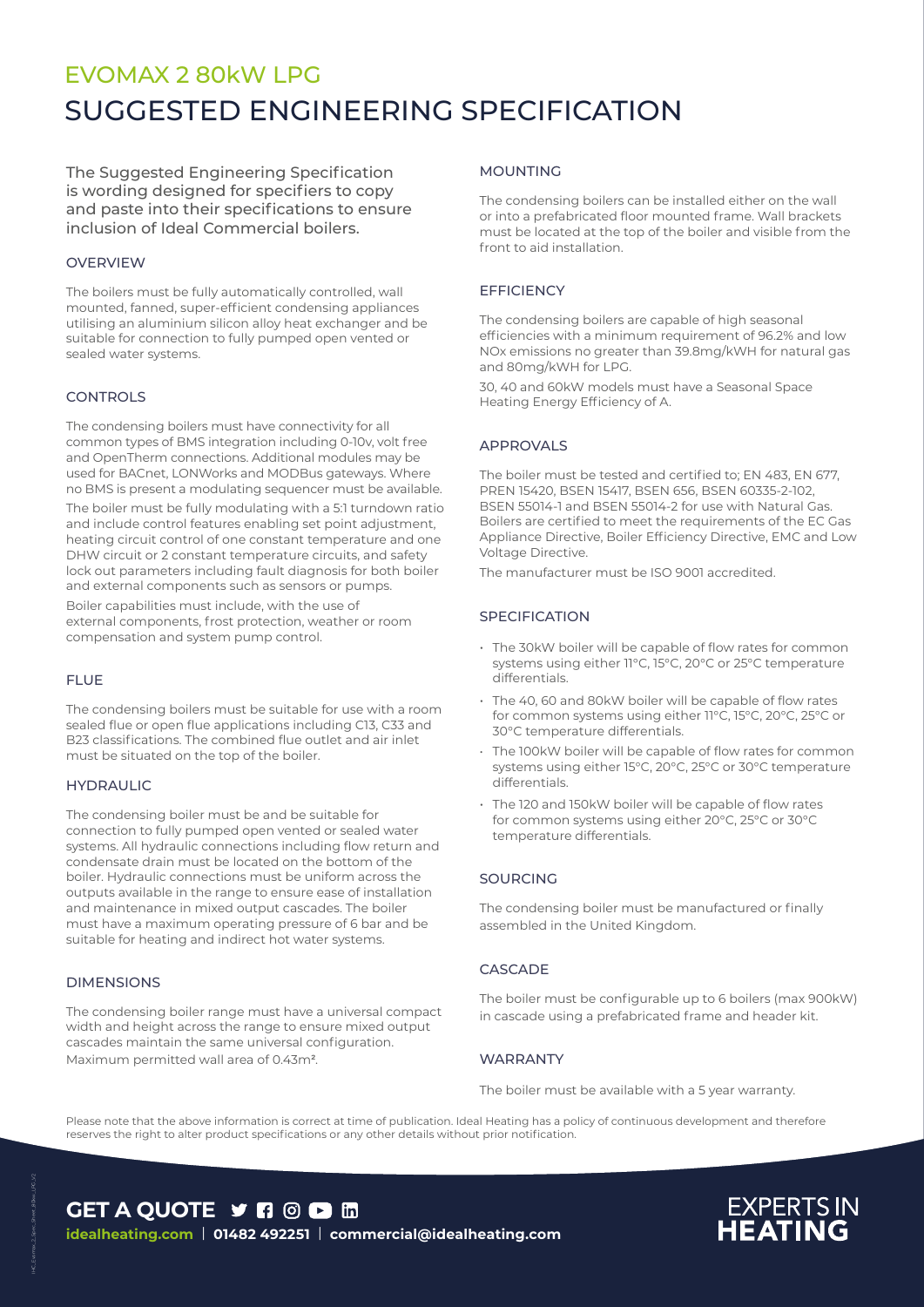# EVOMAX 2 80kW LPG

# SUGGESTED ENGINEERING SPECIFICATION

The Suggested Engineering Specification is wording designed for specifiers to copy and paste into their specifications to ensure inclusion of Ideal Commercial boilers.

## OVERVIEW

The boilers must be fully automatically controlled, wall mounted, fanned, super-efficient condensing appliances utilising an aluminium silicon alloy heat exchanger and be suitable for connection to fully pumped open vented or sealed water systems.

## CONTROLS

The condensing boilers must have connectivity for all common types of BMS integration including 0-10v, volt free and OpenTherm connections. Additional modules may be used for BACnet, LONWorks and MODBus gateways. Where no BMS is present a modulating sequencer must be available.

The boiler must be fully modulating with a 5:1 turndown ratio and include control features enabling set point adjustment, heating circuit control of one constant temperature and one DHW circuit or 2 constant temperature circuits, and safety lock out parameters including fault diagnosis for both boiler and external components such as sensors or pumps.

Boiler capabilities must include, with the use of external components, frost protection, weather or room compensation and system pump control.

## FLUE

The condensing boilers must be suitable for use with a room sealed flue or open flue applications including C13, C33 and B23 classifications. The combined flue outlet and air inlet must be situated on the top of the boiler.

## HYDRAULIC

The condensing boiler must be and be suitable for connection to fully pumped open vented or sealed water systems. All hydraulic connections including flow return and condensate drain must be located on the bottom of the boiler. Hydraulic connections must be uniform across the outputs available in the range to ensure ease of installation and maintenance in mixed output cascades. The boiler must have a maximum operating pressure of 6 bar and be suitable for heating and indirect hot water systems.

## DIMENSIONS

The condensing boiler range must have a universal compact width and height across the range to ensure mixed output cascades maintain the same universal configuration. Maximum permitted wall area of 0.43m².

## MOUNTING

The condensing boilers can be installed either on the wall or into a prefabricated floor mounted frame. Wall brackets must be located at the top of the boiler and visible from the front to aid installation.

## EFFICIENCY

The condensing boilers are capable of high seasonal efficiencies with a minimum requirement of 96.2% and low NOx emissions no greater than 39.8mg/kWH for natural gas and 80mg/kWH for LPG.

30, 40 and 60kW models must have a Seasonal Space Heating Energy Efficiency of A.

## APPROVALS

The boiler must be tested and certified to; EN 483, EN 677, PREN 15420, BSEN 15417, BSEN 656, BSEN 60335-2-102, BSEN 55014-1 and BSEN 55014-2 for use with Natural Gas. Boilers are certified to meet the requirements of the EC Gas Appliance Directive, Boiler Efficiency Directive, EMC and Low Voltage Directive.

The manufacturer must be ISO 9001 accredited.

## SPECIFICATION

- The 30kW boiler will be capable of flow rates for common systems using either 11°C, 15°C, 20°C or 25°C temperature differentials.
- The 40, 60 and 80kW boiler will be capable of flow rates for common systems using either 11°C, 15°C, 20°C, 25°C or 30°C temperature differentials.
- The 100kW boiler will be capable of flow rates for common systems using either 15°C, 20°C, 25°C or 30°C temperature differentials.
- The 120 and 150kW boiler will be capable of flow rates for common systems using either 20°C, 25°C or 30°C temperature differentials.

## SOURCING

The condensing boiler must be manufactured or finally assembled in the United Kingdom.

## CASCADE

The boiler must be configurable up to 6 boilers (max 900kW) in cascade using a prefabricated frame and header kit.

## WARRANTY

The boiler must be available with a 5 year warranty.

Please note that the above information is correct at time of publication. Ideal Heating has a policy of continuous development and therefore reserves the right to alter product specifications or any other details without prior notification.

**GET A QUOTE**

**idealheating.com** | **01482 492251** | **commercial@idealheating.com**

EXPERTS IN **HEATING**